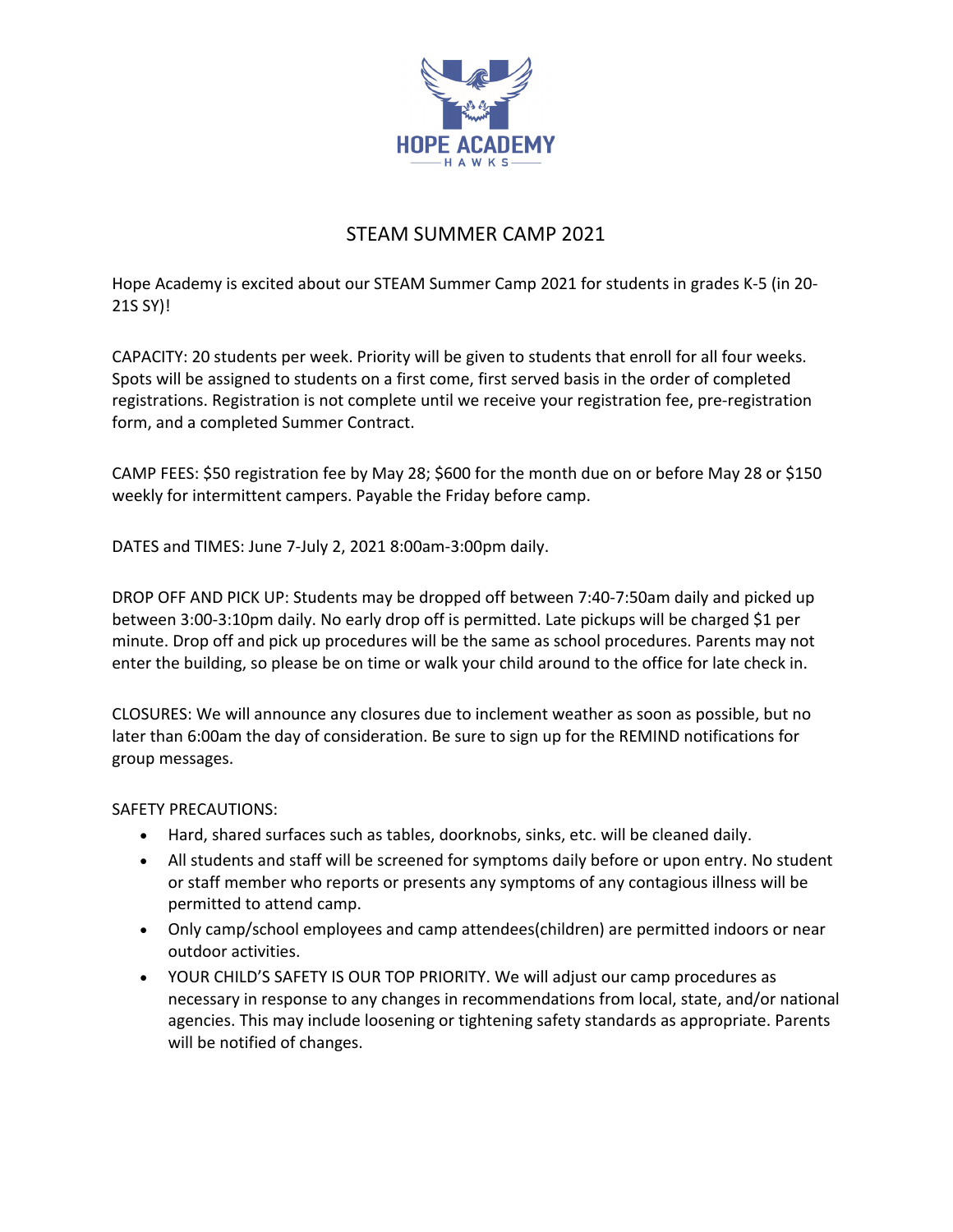HOPE ACADEMY

HAWKS

# STEAM SUMMER CAMP 2021

Hope Academy is excited about our STEAM Summer Camp 2021 for students in grades K-5 (in 20-21S SY)!

CAPACITY: 20 students per week. Priority will be given to students that enroll for all four weeks. Spots will be assigned to students on a first come, first served basis in the order of completed registrations. Registration is not complete until we receive your registration fee, pre-registration form, and a completed Summer Contract.

CAMP FEES: $50 registration fee by May 28; $600 for the month due on or before May 28 or $150 weekly for intermittent campers. Payable the Friday before camp.

DATES and TIMES: June 7-July 2, 2021 8:00am-3:00pm daily.

DROP OFF AND PICK UP: Students may be dropped off between 7:40-7:50am daily and picked up between 3:00-3:10pm daily. No early drop off is permitted. Late pickups will be charged $1 per minute. Drop off and pick up procedures will be the same as school procedures. Parents may not enter the building, so please be on time or walk your child around to the office for late check in.

CLOSURES: We will announce any closures due to inclement weather as soon as possible, but no later than 6:00am the day of consideration. Be sure to sign up for the REMIND notifications for group messages.

SAFETY PRECAUTIONS:

- Hard, shared surfaces such as tables, doorknobs, sinks, etc. will be cleaned daily.
- All students and staff will be screened for symptoms daily before or upon entry. No student or staff member who reports or presents any symptoms of any contagious illness will be permitted to attend camp.
- Only camp/school employees and camp attendees(children) are permitted indoors or near outdoor activities.
- YOUR CHILD'S SAFETY IS OUR TOP PRIORITY. We will adjust our camp procedures as necessary in response to any changes in recommendations from local, state, and/or national agencies. This may include loosening or tightening safety standards as appropriate. Parents will be notified of changes.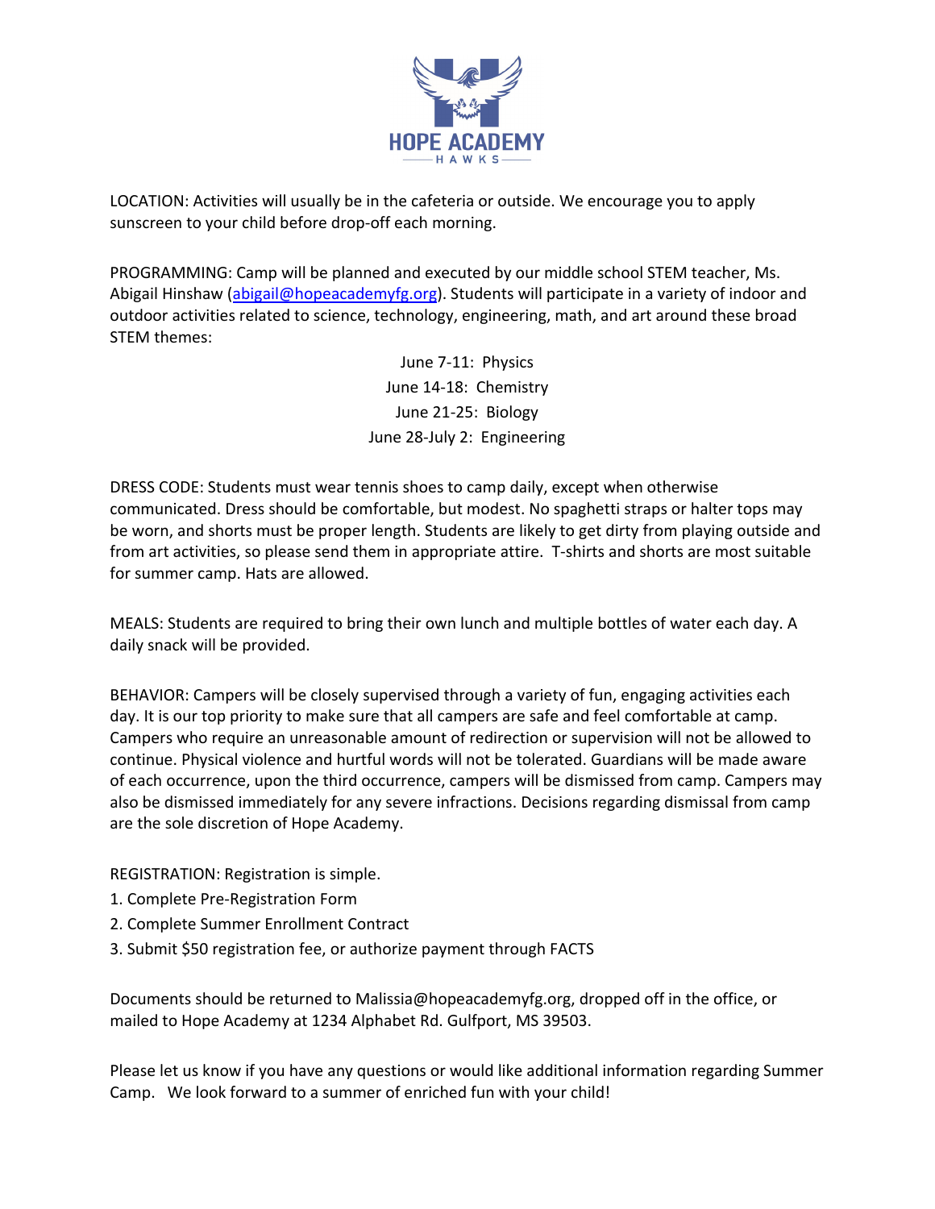HOPE ACADEMY

HAWKS

LOCATION: Activities will usually be in the cafeteria or outside. We encourage you to apply sunscreen to your child before drop-off each morning.

PROGRAMMING: Camp will be planned and executed by our middle school STEM teacher, Ms. Abigail Hinshaw (abigail@hopeacademyfg.org). Students will participate in a variety of indoor and outdoor activities related to science, technology, engineering, math, and art around these broad STEM themes:

June 7-11: Physics
June 14-18: Chemistry
June 21-25: Biology
June 28-July 2: Engineering

DRESS CODE: Students must wear tennis shoes to camp daily, except when otherwise communicated. Dress should be comfortable, but modest. No spaghetti straps or halter tops may be worn, and shorts must be proper length. Students are likely to get dirty from playing outside and from art activities, so please send them in appropriate attire. T-shirts and shorts are most suitable for summer camp. Hats are allowed.

MEALS: Students are required to bring their own lunch and multiple bottles of water each day. A daily snack will be provided.

BEHAVIOR: Campers will be closely supervised through a variety of fun, engaging activities each day. It is our top priority to make sure that all campers are safe and feel comfortable at camp. Campers who require an unreasonable amount of redirection or supervision will not be allowed to continue. Physical violence and hurtful words will not be tolerated. Guardians will be made aware of each occurrence, upon the third occurrence, campers will be dismissed from camp. Campers may also be dismissed immediately for any severe infractions. Decisions regarding dismissal from camp are the sole discretion of Hope Academy.

REGISTRATION: Registration is simple.

1. Complete Pre-Registration Form
2. Complete Summer Enrollment Contract
3. Submit $50 registration fee, or authorize payment through FACTS

Documents should be returned to Malissia@hopeacademyfg.org, dropped off in the office, or mailed to Hope Academy at 1234 Alphabet Rd. Gulfport, MS 39503.

Please let us know if you have any questions or would like additional information regarding Summer Camp. We look forward to a summer of enriched fun with your child!